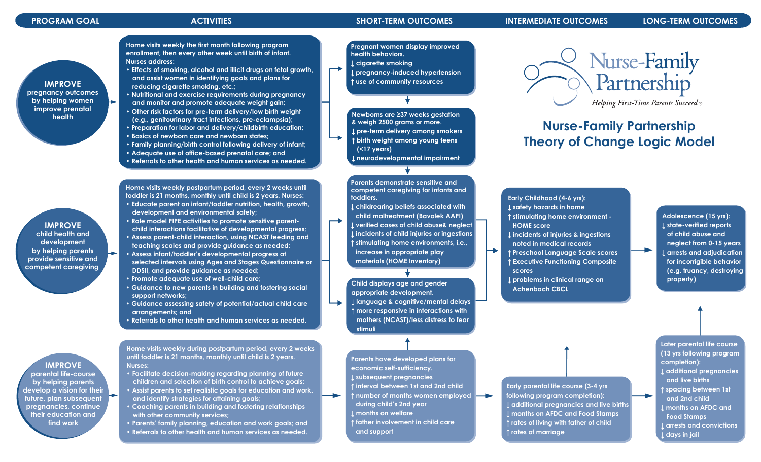# Nurse-Family Partnership Theory of Change Logic Model

Nurse-Family Partnership

*Helping First-Time Parents Succeed®*

**PROGRAM GOAL** | **ACTIVITIES** | **SHORT-TERM OUTCOMES** | **INTERMEDIATE OUTCOMES** | **LONG-TERM OUTCOMES**

---

## IMPROVE pregnancy outcomes by helping women improve prenatal health

### Activities

Home visits weekly the first month following program enrollment, then every other week until birth of infant.
Nurses address:

- Effects of smoking, alcohol and illicit drugs on fetal growth, and assist women in identifying goals and plans for reducing cigarette smoking, etc.;
- Nutritional and exercise requirements during pregnancy and monitor and promote adequate weight gain;
- Other risk factors for pre-term delivery/low birth weight (e.g., genitourinary tract infections, pre-eclampsia);
- Preparation for labor and delivery/childbirth education;
- Basics of newborn care and newborn states;
- Family planning/birth control following delivery of infant;
- Adequate use of office-based prenatal care; and
- Referrals to other health and human services as needed.

### Short-Term Outcomes

Pregnant women display improved health behaviors.
- ↓ cigarette smoking
- ↓ pregnancy-induced hypertension
- ↑ use of community resources

Newborns are ≥37 weeks gestation & weigh 2500 grams or more.
- ↓ pre-term delivery among smokers
- ↑ birth weight among young teens (<17 years)
- ↓ neurodevelopmental impairment

---

## IMPROVE child health and development by helping parents provide sensitive and competent caregiving

### Activities

Home visits weekly postpartum period, every 2 weeks until toddler is 21 months, monthly until child is 2 years. Nurses:

- Educate parent on infant/toddler nutrition, health, growth, development and environmental safety;
- Role model PIPE activities to promote sensitive parent-child interactions facilitative of developmental progress;
- Assess parent-child interaction, using NCAST feeding and teaching scales and provide guidance as needed;
- Assess infant/toddler's developmental progress at selected intervals using Ages and Stages Questionnaire or DDSII, and provide guidance as needed;
- Promote adequate use of well-child care;
- Guidance to new parents in building and fostering social support networks;
- Guidance assessing safety of potential/actual child care arrangements; and
- Referrals to other health and human services as needed.

### Short-Term Outcomes

Parents demonstrate sensitive and competent caregiving for infants and toddlers.
- ↓ childrearing beliefs associated with child maltreatment (Bavolek AAPI)
- ↓ verified cases of child abuse& neglect
- ↓ incidents of child injuries or ingestions
- ↑ stimulating home environments, i.e., increase in appropriate play materials (HOME Inventory)

Child displays age and gender appropriate development.
- ↓ language & cognitive/mental delays
- ↑ more responsive in interactions with mothers (NCAST)/less distress to fear stimuli

### Intermediate Outcomes

Early Childhood (4-6 yrs):
- ↓ safety hazards in home
- ↑ stimulating home environment - HOME score
- ↓ incidents of injuries & ingestions noted in medical records
- ↑ Preschool Language Scale scores
- ↑ Executive Functioning Composite scores
- ↓ problems in clinical range on Achenbach CBCL

### Long-Term Outcomes

Adolescence (15 yrs):
- ↓ state-verified reports of child abuse and neglect from 0-15 years
- ↓ arrests and adjudication for incorrigible behavior (e.g. truancy, destroying property)

---

## IMPROVE parental life-course by helping parents develop a vision for their future, plan subsequent pregnancies, continue their education and find work

### Activities

Home visits weekly during postpartum period, every 2 weeks until toddler is 21 months, monthly until child is 2 years.
Nurses:

- Facilitate decision-making regarding planning of future children and selection of birth control to achieve goals;
- Assist parents to set realistic goals for education and work, and identify strategies for attaining goals;
- Coaching parents in building and fostering relationships with other community services;
- Parents' family planning, education and work goals; and
- Referrals to other health and human services as needed.

### Short-Term Outcomes

Parents have developed plans for economic self-sufficiency.
- ↓ subsequent pregnancies
- ↑ interval between 1st and 2nd child
- ↑ number of months women employed during child's 2nd year
- ↓ months on welfare
- ↑ father involvement in child care and support

### Intermediate Outcomes

Early parental life course (3-4 yrs following program completion):
- ↓ additional pregnancies and live births
- ↓ months on AFDC and Food Stamps
- ↑ rates of living with father of child
- ↑ rates of marriage

### Long-Term Outcomes

Later parental life course (13 yrs following program completion):
- ↓ additional pregnancies and live births
- ↑ spacing between 1st and 2nd child
- ↓ months on AFDC and Food Stamps
- ↓ arrests and convictions
- ↓ days in jail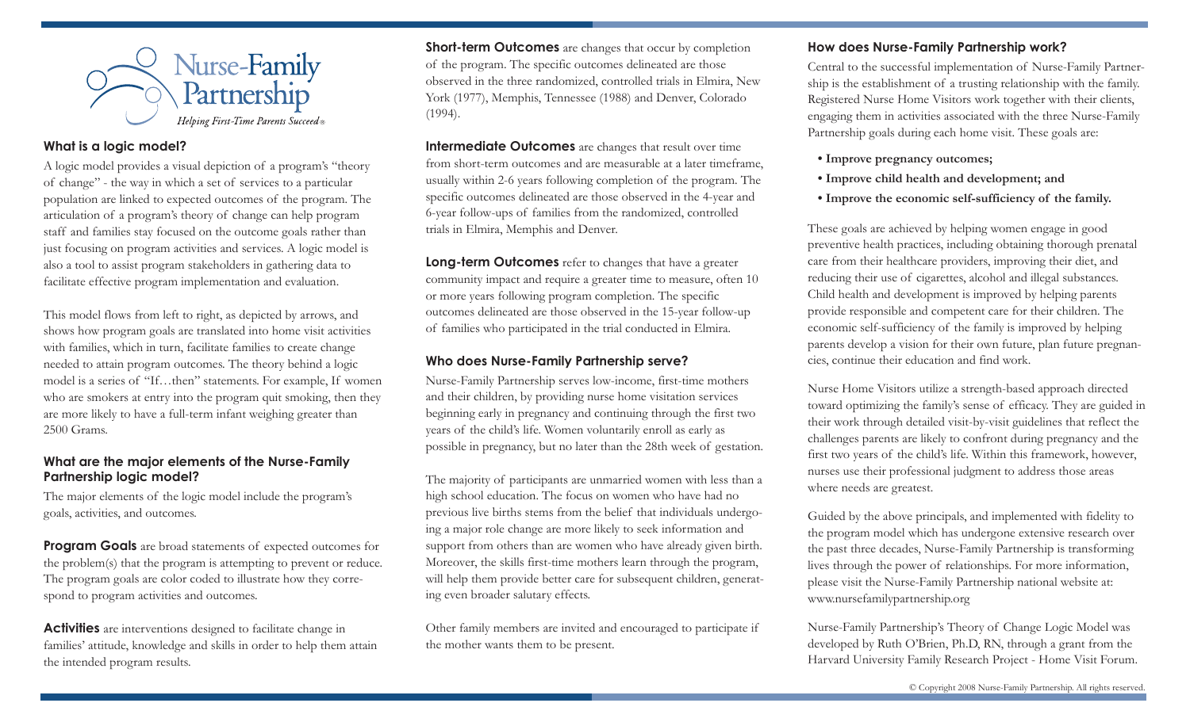Nurse-Family Partnership

*Helping First-Time Parents Succeed®*

### What is a logic model?

A logic model provides a visual depiction of a program's "theory of change" - the way in which a set of services to a particular population are linked to expected outcomes of the program. The articulation of a program's theory of change can help program staff and families stay focused on the outcome goals rather than just focusing on program activities and services. A logic model is also a tool to assist program stakeholders in gathering data to facilitate effective program implementation and evaluation.

This model flows from left to right, as depicted by arrows, and shows how program goals are translated into home visit activities with families, which in turn, facilitate families to create change needed to attain program outcomes. The theory behind a logic model is a series of "If…then" statements. For example, If women who are smokers at entry into the program quit smoking, then they are more likely to have a full-term infant weighing greater than 2500 Grams.

### What are the major elements of the Nurse-Family Partnership logic model?

The major elements of the logic model include the program's goals, activities, and outcomes.

**Program Goals** are broad statements of expected outcomes for the problem(s) that the program is attempting to prevent or reduce. The program goals are color coded to illustrate how they correspond to program activities and outcomes.

**Activities** are interventions designed to facilitate change in families' attitude, knowledge and skills in order to help them attain the intended program results.

**Short-term Outcomes** are changes that occur by completion of the program. The specific outcomes delineated are those observed in the three randomized, controlled trials in Elmira, New York (1977), Memphis, Tennessee (1988) and Denver, Colorado (1994).

**Intermediate Outcomes** are changes that result over time from short-term outcomes and are measurable at a later timeframe, usually within 2-6 years following completion of the program. The specific outcomes delineated are those observed in the 4-year and 6-year follow-ups of families from the randomized, controlled trials in Elmira, Memphis and Denver.

**Long-term Outcomes** refer to changes that have a greater community impact and require a greater time to measure, often 10 or more years following program completion. The specific outcomes delineated are those observed in the 15-year follow-up of families who participated in the trial conducted in Elmira.

### Who does Nurse-Family Partnership serve?

Nurse-Family Partnership serves low-income, first-time mothers and their children, by providing nurse home visitation services beginning early in pregnancy and continuing through the first two years of the child's life. Women voluntarily enroll as early as possible in pregnancy, but no later than the 28th week of gestation.

The majority of participants are unmarried women with less than a high school education. The focus on women who have had no previous live births stems from the belief that individuals undergoing a major role change are more likely to seek information and support from others than are women who have already given birth. Moreover, the skills first-time mothers learn through the program, will help them provide better care for subsequent children, generating even broader salutary effects.

Other family members are invited and encouraged to participate if the mother wants them to be present.

### How does Nurse-Family Partnership work?

Central to the successful implementation of Nurse-Family Partnership is the establishment of a trusting relationship with the family. Registered Nurse Home Visitors work together with their clients, engaging them in activities associated with the three Nurse-Family Partnership goals during each home visit. These goals are:

- **Improve pregnancy outcomes;**
- **Improve child health and development; and**
- **Improve the economic self-sufficiency of the family.**

These goals are achieved by helping women engage in good preventive health practices, including obtaining thorough prenatal care from their healthcare providers, improving their diet, and reducing their use of cigarettes, alcohol and illegal substances. Child health and development is improved by helping parents provide responsible and competent care for their children. The economic self-sufficiency of the family is improved by helping parents develop a vision for their own future, plan future pregnancies, continue their education and find work.

Nurse Home Visitors utilize a strength-based approach directed toward optimizing the family's sense of efficacy. They are guided in their work through detailed visit-by-visit guidelines that reflect the challenges parents are likely to confront during pregnancy and the first two years of the child's life. Within this framework, however, nurses use their professional judgment to address those areas where needs are greatest.

Guided by the above principals, and implemented with fidelity to the program model which has undergone extensive research over the past three decades, Nurse-Family Partnership is transforming lives through the power of relationships. For more information, please visit the Nurse-Family Partnership national website at: www.nursefamilypartnership.org

Nurse-Family Partnership's Theory of Change Logic Model was developed by Ruth O'Brien, Ph.D, RN, through a grant from the Harvard University Family Research Project - Home Visit Forum.

© Copyright 2008 Nurse-Family Partnership. All rights reserved.